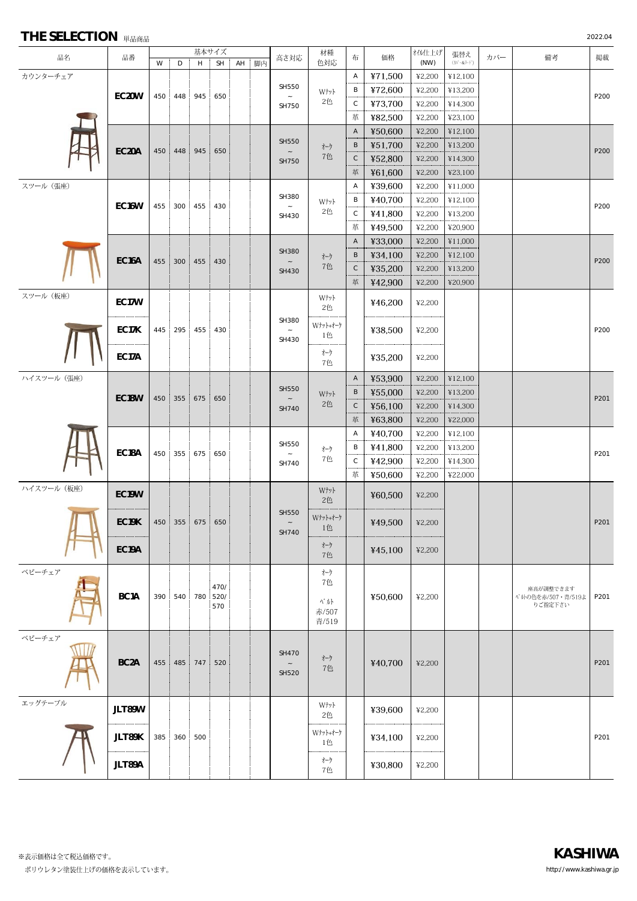# THE SELECTION 単品商品

2022.04

| 品名 | 品番 | W | D | H | SH | AH | 脚内 | 高さ対応 | 材種色対応 | 布 | 価格 | ｵｲﾙ仕上げ(NW) | 張替え(ｶﾊﾞｰ&ｺｰﾄﾞ) | カバー | 備考 | 掲載 |
|---|---|---|---|---|---|---|---|---|---|---|---|---|---|---|---|---|
| カウンターチェア | EC20W | 450 | 448 | 945 | 650 | | | SH550 ~ SH750 | Wﾅｯﾄ 2色 | A | ¥71,500 | ¥2,200 | ¥12,100 | | | P200 |
| | | | | | | | | | | B | ¥72,600 | ¥2,200 | ¥13,200 | | | |
| | | | | | | | | | | C | ¥73,700 | ¥2,200 | ¥14,300 | | | |
| | | | | | | | | | | 革 | ¥82,500 | ¥2,200 | ¥23,100 | | | |
| | EC20A | 450 | 448 | 945 | 650 | | | SH550 ~ SH750 | ｵｰｸ 7色 | A | ¥50,600 | ¥2,200 | ¥12,100 | | | P200 |
| | | | | | | | | | | B | ¥51,700 | ¥2,200 | ¥13,200 | | | |
| | | | | | | | | | | C | ¥52,800 | ¥2,200 | ¥14,300 | | | |
| | | | | | | | | | | 革 | ¥61,600 | ¥2,200 | ¥23,100 | | | |
| スツール（張座） | EC16W | 455 | 300 | 455 | 430 | | | SH380 ~ SH430 | Wﾅｯﾄ 2色 | A | ¥39,600 | ¥2,200 | ¥11,000 | | | P200 |
| | | | | | | | | | | B | ¥40,700 | ¥2,200 | ¥12,100 | | | |
| | | | | | | | | | | C | ¥41,800 | ¥2,200 | ¥13,200 | | | |
| | | | | | | | | | | 革 | ¥49,500 | ¥2,200 | ¥20,900 | | | |
| | EC16A | 455 | 300 | 455 | 430 | | | SH380 ~ SH430 | ｵｰｸ 7色 | A | ¥33,000 | ¥2,200 | ¥11,000 | | | P200 |
| | | | | | | | | | | B | ¥34,100 | ¥2,200 | ¥12,100 | | | |
| | | | | | | | | | | C | ¥35,200 | ¥2,200 | ¥13,200 | | | |
| | | | | | | | | | | 革 | ¥42,900 | ¥2,200 | ¥20,900 | | | |
| スツール（板座） | EC17W | 445 | 295 | 455 | 430 | | | SH380 ~ SH430 | Wﾅｯﾄ 2色 | | ¥46,200 | ¥2,200 | | | | P200 |
| | EC17K | | | | | | | | Wﾅｯﾄ+ｵｰｸ 1色 | | ¥38,500 | ¥2,200 | | | | |
| | EC17A | | | | | | | | ｵｰｸ 7色 | | ¥35,200 | ¥2,200 | | | | |
| ハイスツール（張座） | EC18W | 450 | 355 | 675 | 650 | | | SH550 ~ SH740 | Wﾅｯﾄ 2色 | A | ¥53,900 | ¥2,200 | ¥12,100 | | | P201 |
| | | | | | | | | | | B | ¥55,000 | ¥2,200 | ¥13,200 | | | |
| | | | | | | | | | | C | ¥56,100 | ¥2,200 | ¥14,300 | | | |
| | | | | | | | | | | 革 | ¥63,800 | ¥2,200 | ¥22,000 | | | |
| | EC18A | 450 | 355 | 675 | 650 | | | SH550 ~ SH740 | ｵｰｸ 7色 | A | ¥40,700 | ¥2,200 | ¥12,100 | | | P201 |
| | | | | | | | | | | B | ¥41,800 | ¥2,200 | ¥13,200 | | | |
| | | | | | | | | | | C | ¥42,900 | ¥2,200 | ¥14,300 | | | |
| | | | | | | | | | | 革 | ¥50,600 | ¥2,200 | ¥22,000 | | | |
| ハイスツール（板座） | EC19W | 450 | 355 | 675 | 650 | | | SH550 ~ SH740 | Wﾅｯﾄ 2色 | | ¥60,500 | ¥2,200 | | | | P201 |
| | EC19K | | | | | | | | Wﾅｯﾄ+ｵｰｸ 1色 | | ¥49,500 | ¥2,200 | | | | |
| | EC19A | | | | | | | | ｵｰｸ 7色 | | ¥45,100 | ¥2,200 | | | | |
| ベビーチェア | BC1A | 390 | 540 | 780 | 470/520/570 | | | | ｵｰｸ 7色 ﾍﾞﾙﾄ 赤/507 青/519 | | ¥50,600 | ¥2,200 | | | 座高が調整できます ﾍﾞﾙﾄの色を赤/507・青/519よりご指定下さい | P201 |
| ベビーチェア | BC2A | 455 | 485 | 747 | 520 | | | SH470 ~ SH520 | ｵｰｸ 7色 | | ¥40,700 | ¥2,200 | | | | P201 |
| エッグテーブル | JLT89W | 385 | 360 | 500 | | | | | Wﾅｯﾄ 2色 | | ¥39,600 | ¥2,200 | | | | P201 |
| | JLT89K | | | | | | | | Wﾅｯﾄ+ｵｰｸ 1色 | | ¥34,100 | ¥2,200 | | | | |
| | JLT89A | | | | | | | | ｵｰｸ 7色 | | ¥30,800 | ¥2,200 | | | | |

※表示価格は全て税込価格です。
ポリウレタン塗装仕上げの価格を表示しています。

**KASHIWA**
http://www.kashiwa.gr.jp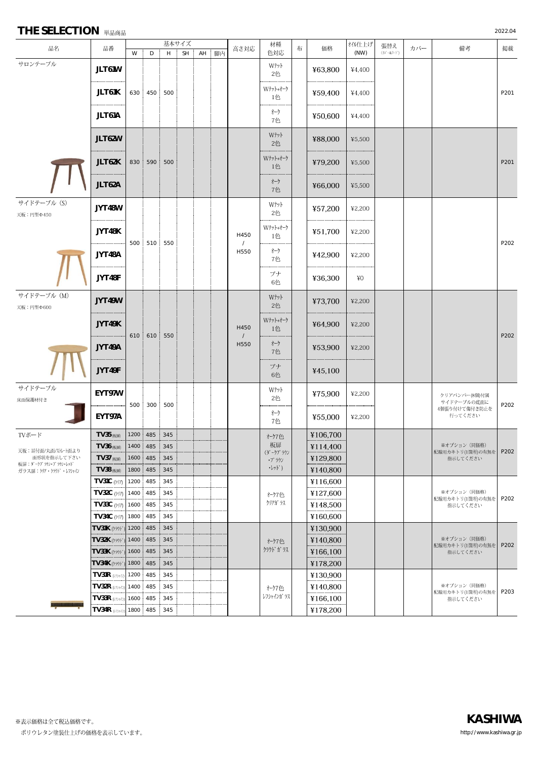# THE SELECTION 単品商品

2022.04

| 品名 | 品番 | W | D | H | SH | AH | 脚内 | 高さ対応 | 材種色対応 | 布 | 価格 | ｵｲﾙ仕上げ(NW) | 張替え(ｶﾊﾞｰ&ｺｰﾄﾞ) | カバー | 備考 | 掲載 |
|---|---|---|---|---|---|---|---|---|---|---|---|---|---|---|---|---|
| サロンテーブル | JLT61W | 630 | 450 | 500 | | | | | Wﾅｯﾄ 2色 | | ¥63,800 | ¥4,400 | | | | P201 |
| | JLT61K | | | | | | | | Wﾅｯﾄ+ｵｰｸ 1色 | | ¥59,400 | ¥4,400 | | | | |
| | JLT61A | | | | | | | | ｵｰｸ 7色 | | ¥50,600 | ¥4,400 | | | | |
| | JLT62W | 830 | 590 | 500 | | | | | Wﾅｯﾄ 2色 | | ¥88,000 | ¥5,500 | | | | P201 |
| | JLT62K | | | | | | | | Wﾅｯﾄ+ｵｰｸ 1色 | | ¥79,200 | ¥5,500 | | | | |
| | JLT62A | | | | | | | | ｵｰｸ 7色 | | ¥66,000 | ¥5,500 | | | | |
| サイドテーブル (S) 天板：円型Φ450 | JYT48W | 500 | 510 | 550 | | | | H450 / H550 | Wﾅｯﾄ 2色 | | ¥57,200 | ¥2,200 | | | | P202 |
| | JYT48K | | | | | | | | Wﾅｯﾄ+ｵｰｸ 1色 | | ¥51,700 | ¥2,200 | | | | |
| | JYT48A | | | | | | | | ｵｰｸ 7色 | | ¥42,900 | ¥2,200 | | | | |
| | JYT48F | | | | | | | | ブナ 6色 | | ¥36,300 | ¥0 | | | | |
| サイドテーブル (M) 天板：円型Φ600 | JYT49W | 610 | 610 | 550 | | | | H450 / H550 | Wﾅｯﾄ 2色 | | ¥73,700 | ¥2,200 | | | | P202 |
| | JYT49K | | | | | | | | Wﾅｯﾄ+ｵｰｸ 1色 | | ¥64,900 | ¥2,200 | | | | |
| | JYT49A | | | | | | | | ｵｰｸ 7色 | | ¥53,900 | ¥2,200 | | | | |
| | JYT49F | | | | | | | | ブナ 6色 | | ¥45,100 | | | | | |
| サイドテーブル 床面保護材付き | EYT97W | 500 | 300 | 500 | | | | | Wﾅｯﾄ 2色 | | ¥75,900 | ¥2,200 | | | クリアバンパー(8個)付属 サイドテーブルの底面に 4個張り付けて傷付き防止を 行ってください | P202 |
| | EYT97A | | | | | | | | ｵｰｸ 7色 | | ¥55,000 | ¥2,200 | | | | |
| TVボード 天板：耳付面/丸面/ｽﾄﾚｰﾄ面より 面形状を指示して下さい 板扉：ﾀﾞｰｸﾌﾞﾗｳﾝ・ﾌﾞﾗｳﾝ・ﾚｯﾄﾞ ガラス扉：ｸﾘｱ・ｸﾗｳﾄﾞ・ﾚﾌｼｬｲﾝ | TV35 (板扉) | 1200 | 485 | 345 | | | | | ｵｰｸ7色 板扉 (ﾀﾞｰｸﾌﾞﾗｳﾝ・ﾌﾞﾗｳﾝ・ﾚｯﾄﾞ) | | ¥106,700 | | | | ※オプション（同価格） 配線用カキトリ(1箇所)の有無を 指示してください | P202 |
| | TV36 (板扉) | 1400 | 485 | 345 | | | | | | | ¥114,400 | | | | | |
| | TV37 (板扉) | 1600 | 485 | 345 | | | | | | | ¥129,800 | | | | | |
| | TV38 (板扉) | 1800 | 485 | 345 | | | | | | | ¥140,800 | | | | | |
| | TV31C (ｸﾘｱ) | 1200 | 485 | 345 | | | | | ｵｰｸ7色 ｸﾘｱｶﾞﾗｽ | | ¥116,600 | | | | ※オプション（同価格） 配線用カキトリ(1箇所)の有無を 指示してください | P202 |
| | TV32C (ｸﾘｱ) | 1400 | 485 | 345 | | | | | | | ¥127,600 | | | | | |
| | TV33C (ｸﾘｱ) | 1600 | 485 | 345 | | | | | | | ¥148,500 | | | | | |
| | TV34C (ｸﾘｱ) | 1800 | 485 | 345 | | | | | | | ¥160,600 | | | | | |
| | TV31K (ｸﾗｳﾄﾞ) | 1200 | 485 | 345 | | | | | ｵｰｸ7色 ｸﾗｳﾄﾞｶﾞﾗｽ | | ¥130,900 | | | | ※オプション（同価格） 配線用カキトリ(1箇所)の有無を 指示してください | P202 |
| | TV32K (ｸﾗｳﾄﾞ) | 1400 | 485 | 345 | | | | | | | ¥140,800 | | | | | |
| | TV33K (ｸﾗｳﾄﾞ) | 1600 | 485 | 345 | | | | | | | ¥166,100 | | | | | |
| | TV34K (ｸﾗｳﾄﾞ) | 1800 | 485 | 345 | | | | | | | ¥178,200 | | | | | |
| | TV31R (ﾚﾌｼｬｲﾝ) | 1200 | 485 | 345 | | | | | ｵｰｸ7色 ﾚﾌｼｬｲﾝｶﾞﾗｽ | | ¥130,900 | | | | ※オプション（同価格） 配線用カキトリ(1箇所)の有無を 指示してください | P203 |
| | TV32R (ﾚﾌｼｬｲﾝ) | 1400 | 485 | 345 | | | | | | | ¥140,800 | | | | | |
| | TV33R (ﾚﾌｼｬｲﾝ) | 1600 | 485 | 345 | | | | | | | ¥166,100 | | | | | |
| | TV34R (ﾚﾌｼｬｲﾝ) | 1800 | 485 | 345 | | | | | | | ¥178,200 | | | | | |

※表示価格は全て税込価格です。
ポリウレタン塗装仕上げの価格を表示しています。

KASHIWA
http://www.kashiwa.gr.jp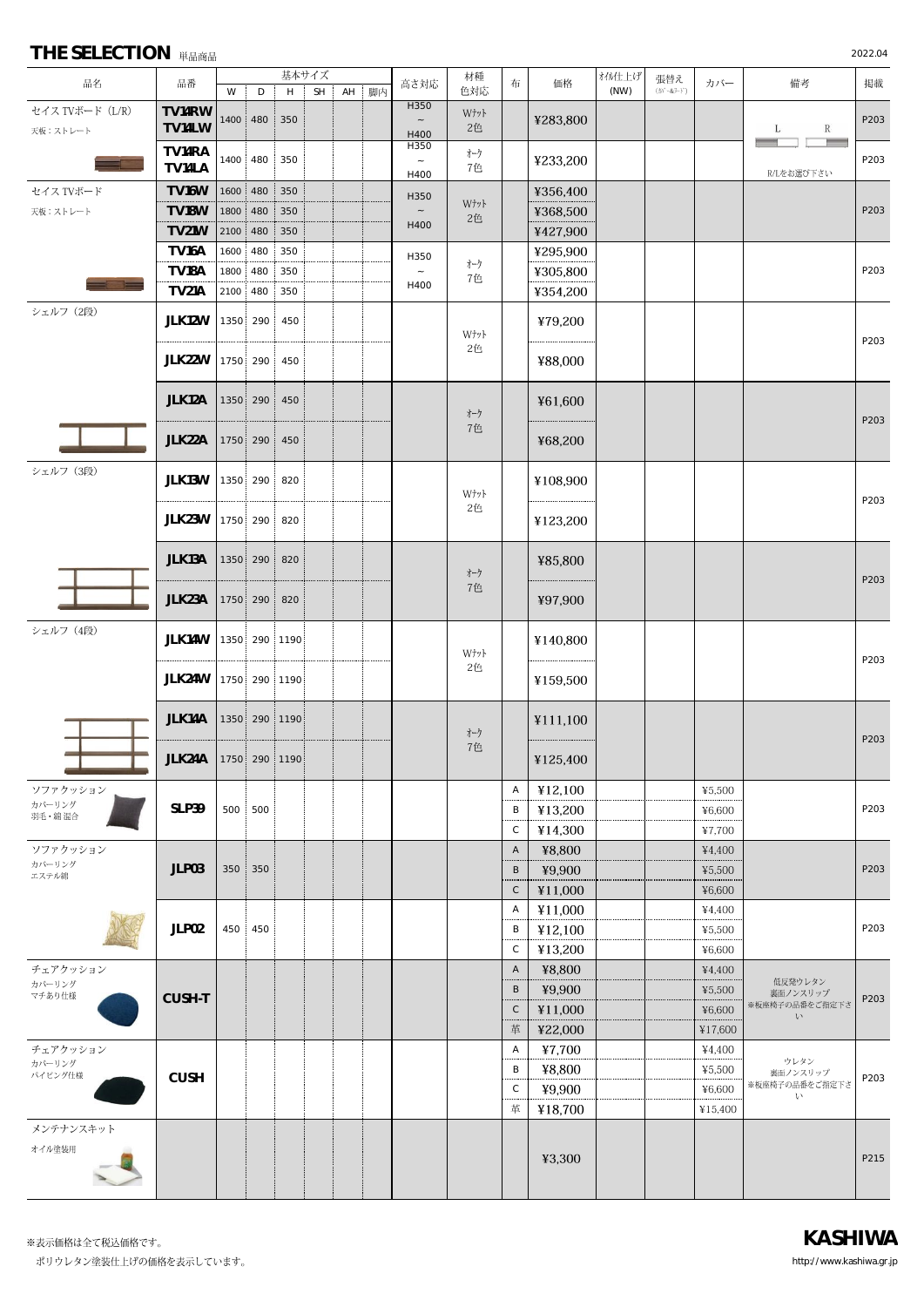# THE SELECTION 単品商品

2022.04

| 品名 | 品番 | W | D | H | SH | AH | 脚内 | 高さ対応 | 材種 色対応 | 布 | 価格 | ｵｲﾙ仕上げ (NW) | 張替え (ｶﾊﾞｰ&ﾌｰﾄﾞ) | カバー | 備考 | 掲載 |
|---|---|---|---|---|---|---|---|---|---|---|---|---|---|---|---|---|
| セイス TVボード（L/R） 天板：ストレート | TV14RW TV14LW | 1400 | 480 | 350 | | | | H350 ～ H400 | Wﾅｯﾄ 2色 | | ¥283,800 | | | | L R R/Lをお選び下さい | P203 |
| | TV14RA TV14LA | 1400 | 480 | 350 | | | | H350 ～ H400 | ｵｰｸ 7色 | | ¥233,200 | | | | | P203 |
| セイス TVボード 天板：ストレート | TV16W | 1600 | 480 | 350 | | | | H350 ～ H400 | Wﾅｯﾄ 2色 | | ¥356,400 | | | | | P203 |
| | TV18W | 1800 | 480 | 350 | | | | | | | ¥368,500 | | | | | |
| | TV21W | 2100 | 480 | 350 | | | | | | | ¥427,900 | | | | | |
| | TV16A | 1600 | 480 | 350 | | | | H350 ～ H400 | ｵｰｸ 7色 | | ¥295,900 | | | | | P203 |
| | TV18A | 1800 | 480 | 350 | | | | | | | ¥305,800 | | | | | |
| | TV21A | 2100 | 480 | 350 | | | | | | | ¥354,200 | | | | | |
| シェルフ（2段） | JLK12W | 1350 | 290 | 450 | | | | | Wﾅｯﾄ 2色 | | ¥79,200 | | | | | P203 |
| | JLK22W | 1750 | 290 | 450 | | | | | | | ¥88,000 | | | | | |
| | JLK12A | 1350 | 290 | 450 | | | | | ｵｰｸ 7色 | | ¥61,600 | | | | | P203 |
| | JLK22A | 1750 | 290 | 450 | | | | | | | ¥68,200 | | | | | |
| シェルフ（3段） | JLK13W | 1350 | 290 | 820 | | | | | Wﾅｯﾄ 2色 | | ¥108,900 | | | | | P203 |
| | JLK23W | 1750 | 290 | 820 | | | | | | | ¥123,200 | | | | | |
| | JLK13A | 1350 | 290 | 820 | | | | | ｵｰｸ 7色 | | ¥85,800 | | | | | P203 |
| | JLK23A | 1750 | 290 | 820 | | | | | | | ¥97,900 | | | | | |
| シェルフ（4段） | JLK14W | 1350 | 290 | 1190 | | | | | Wﾅｯﾄ 2色 | | ¥140,800 | | | | | P203 |
| | JLK24W | 1750 | 290 | 1190 | | | | | | | ¥159,500 | | | | | |
| | JLK14A | 1350 | 290 | 1190 | | | | | ｵｰｸ 7色 | | ¥111,100 | | | | | P203 |
| | JLK24A | 1750 | 290 | 1190 | | | | | | | ¥125,400 | | | | | |
| ソファクッション カバーリング 羽毛・綿混合 | SLP39 | 500 | 500 | | | | | | | A | ¥12,100 | | | ¥5,500 | | P203 |
| | | | | | | | | | | B | ¥13,200 | | | ¥6,600 | | |
| | | | | | | | | | | C | ¥14,300 | | | ¥7,700 | | |
| ソファクッション カバーリング エステル綿 | JLP03 | 350 | 350 | | | | | | | A | ¥8,800 | | | ¥4,400 | | P203 |
| | | | | | | | | | | B | ¥9,900 | | | ¥5,500 | | |
| | | | | | | | | | | C | ¥11,000 | | | ¥6,600 | | |
| | JLP02 | 450 | 450 | | | | | | | A | ¥11,000 | | | ¥4,400 | | P203 |
| | | | | | | | | | | B | ¥12,100 | | | ¥5,500 | | |
| | | | | | | | | | | C | ¥13,200 | | | ¥6,600 | | |
| チェアクッション カバーリング マチあり仕様 | CUSH-T | | | | | | | | | A | ¥8,800 | | | ¥4,400 | 低反発ウレタン 裏面ノンスリップ ※板座椅子の品番をご指定下さい | P203 |
| | | | | | | | | | | B | ¥9,900 | | | ¥5,500 | | |
| | | | | | | | | | | C | ¥11,000 | | | ¥6,600 | | |
| | | | | | | | | | | 革 | ¥22,000 | | | ¥17,600 | | |
| チェアクッション カバーリング パイピング仕様 | CUSH | | | | | | | | | A | ¥7,700 | | | ¥4,400 | ウレタン 裏面ノンスリップ ※板座椅子の品番をご指定下さい | P203 |
| | | | | | | | | | | B | ¥8,800 | | | ¥5,500 | | |
| | | | | | | | | | | C | ¥9,900 | | | ¥6,600 | | |
| | | | | | | | | | | 革 | ¥18,700 | | | ¥15,400 | | |
| メンテナンスキット オイル塗装用 | | | | | | | | | | | ¥3,300 | | | | | P215 |

※表示価格は全て税込価格です。
ポリウレタン塗装仕上げの価格を表示しています。

KASHIWA
http://www.kashiwa.gr.jp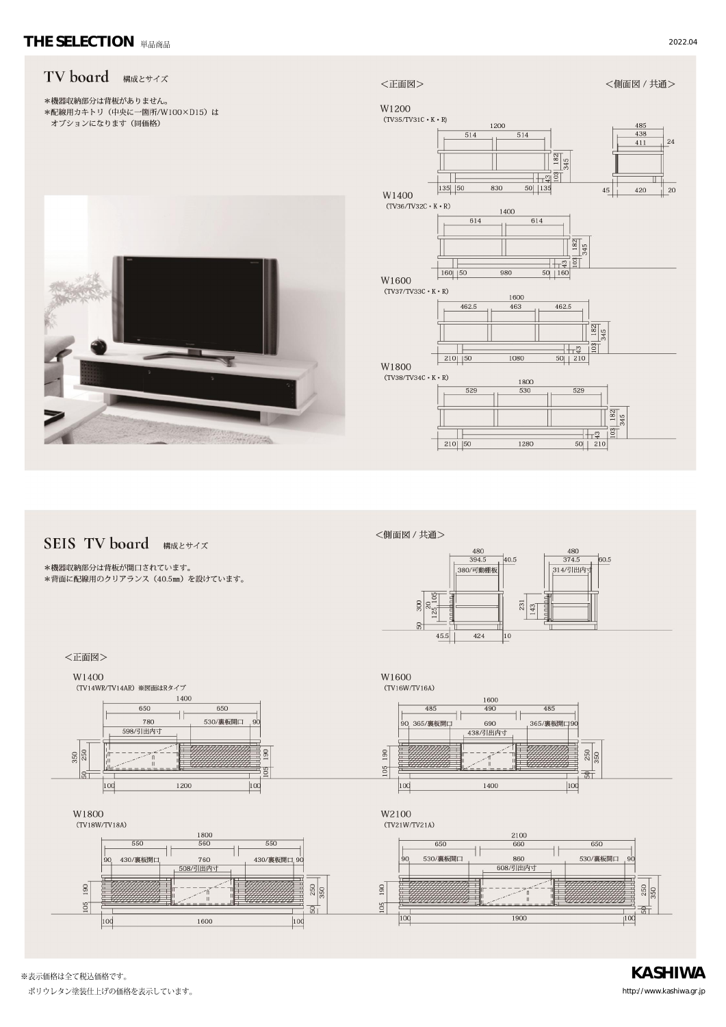THE SELECTION 単品商品

2022.04

## TV board 構成とサイズ

＊機器収納部分は背板がありません。
＊配線用カキトリ（中央に一箇所/W100×D15）は
　オプションになります（同価格）

＜正面図＞

W1200
(TV35/TV31C・K・R)

1200
514
514
182
345
103
43
135
50
830
50
135

＜側面図 / 共通＞

485
438
411
24
45
420
20

W1400
(TV36/TV32C・K・R)

1400
614
614
182
345
103
43
160
50
980
50
160

W1600
(TV37/TV33C・K・R)

1600
462.5
463
462.5
182
345
103
43
210
50
1080
50
210

W1800
(TV38/TV34C・K・R)

1800
529
530
529
182
345
103
43
210
50
1280
50
210

## SEIS TV board 構成とサイズ

＊機器収納部分は背板が開口されています。
＊背面に配線用のクリアランス（40.5㎜）を設けています。

＜側面図 / 共通＞

480
394.5
40.5
380/可動棚板
300
20
105
125
50
45.5
424
10

480
374.5
60.5
314/引出内寸
231
143

＜正面図＞

W1400
(TV14WR/TV14AR) ※図面はRタイプ

1400
650
650
780
530/裏板開口
90
598/引出内寸
350
250
50
190
105
100
1200
100

W1600
(TV16W/TV16A)

1600
485
490
485
90
365/裏板開口
690
365/裏板開口
90
438/引出内寸
105
190
250
350
50
100
1400
100

W1800
(TV18W/TV18A)

1800
550
560
550
90
430/裏板開口
760
430/裏板開口
90
508/引出内寸
105
190
250
350
50
100
1600
100

W2100
(TV21W/TV21A)

2100
650
660
650
90
530/裏板開口
860
530/裏板開口
90
608/引出内寸
105
190
250
350
50
100
1900
100

※表示価格は全て税込価格です。
　ポリウレタン塗装仕上げの価格を表示しています。

KASHIWA
http://www.kashiwa.gr.jp